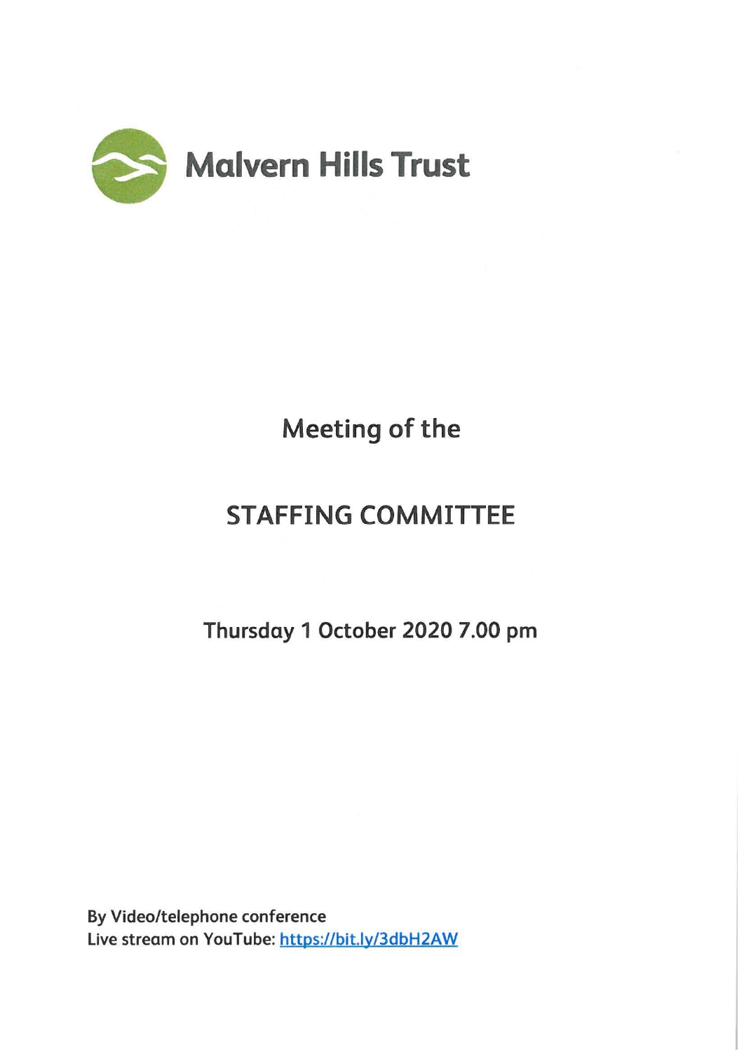# Malvern Hills Trust

## Meeting of the

## STAFFING COMMITTEE

**Thursday 1 October 2020 7.00 pm**

**By Video/telephone conference**
**Live stream on YouTube: https://bit.ly/3dbH2AW**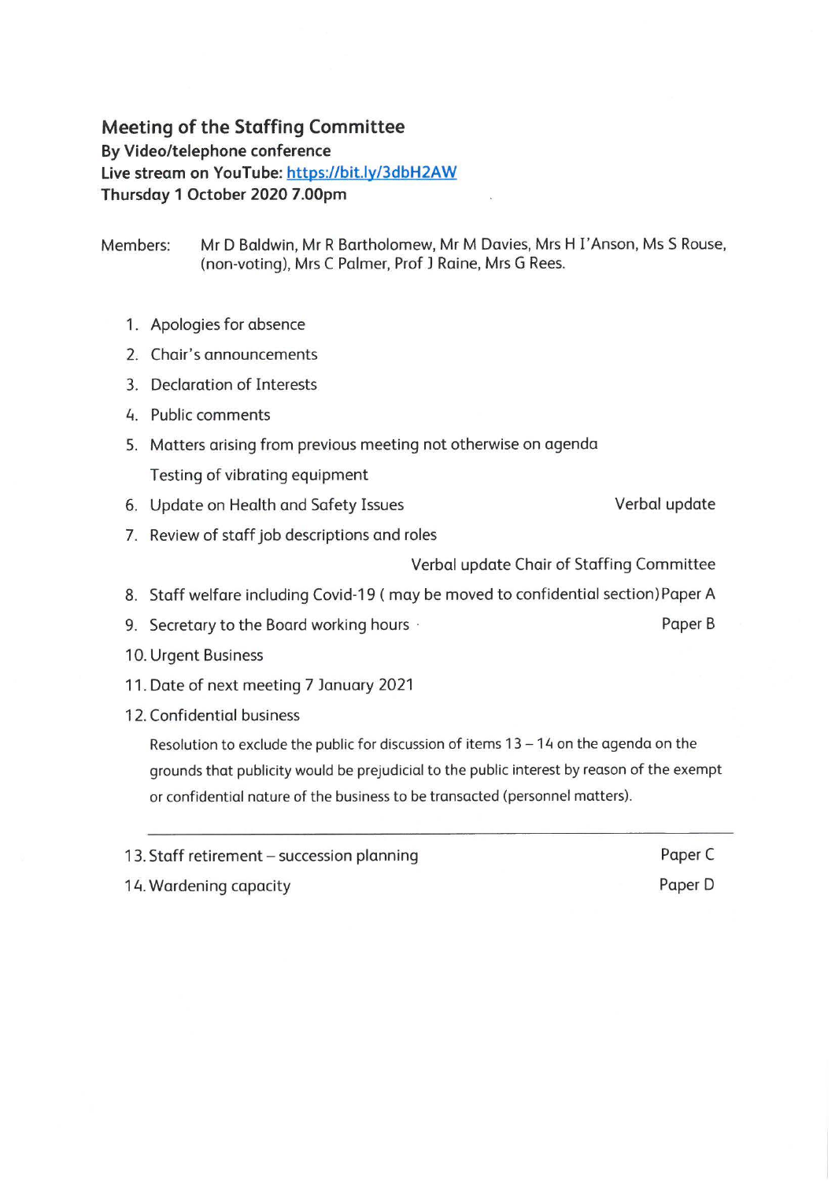# Meeting of the Staffing Committee

**By Video/telephone conference**
**Live stream on YouTube: [https://bit.ly/3dbH2AW](https://bit.ly/3dbH2AW)**
**Thursday 1 October 2020 7.00pm**

Members: Mr D Baldwin, Mr R Bartholomew, Mr M Davies, Mrs H I'Anson, Ms S Rouse, (non-voting), Mrs C Palmer, Prof J Raine, Mrs G Rees.

1. Apologies for absence
2. Chair's announcements
3. Declaration of Interests
4. Public comments
5. Matters arising from previous meeting not otherwise on agenda
   Testing of vibrating equipment
6. Update on Health and Safety Issues — Verbal update
7. Review of staff job descriptions and roles
   Verbal update Chair of Staffing Committee
8. Staff welfare including Covid-19 ( may be moved to confidential section) — Paper A
9. Secretary to the Board working hours — Paper B
10. Urgent Business
11. Date of next meeting 7 January 2021
12. Confidential business

    Resolution to exclude the public for discussion of items 13 – 14 on the agenda on the grounds that publicity would be prejudicial to the public interest by reason of the exempt or confidential nature of the business to be transacted (personnel matters).

---

13. Staff retirement – succession planning — Paper C
14. Wardening capacity — Paper D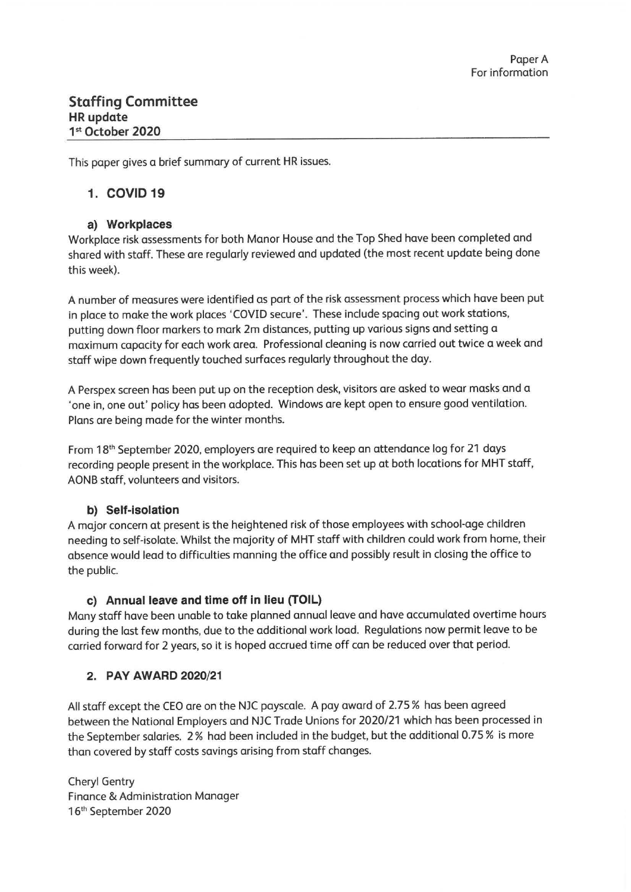Paper A
For information

## Staffing Committee
**HR update**
**1st October 2020**

This paper gives a brief summary of current HR issues.

### 1. COVID 19

#### a) Workplaces

Workplace risk assessments for both Manor House and the Top Shed have been completed and shared with staff. These are regularly reviewed and updated (the most recent update being done this week).

A number of measures were identified as part of the risk assessment process which have been put in place to make the work places 'COVID secure'. These include spacing out work stations, putting down floor markers to mark 2m distances, putting up various signs and setting a maximum capacity for each work area. Professional cleaning is now carried out twice a week and staff wipe down frequently touched surfaces regularly throughout the day.

A Perspex screen has been put up on the reception desk, visitors are asked to wear masks and a 'one in, one out' policy has been adopted. Windows are kept open to ensure good ventilation. Plans are being made for the winter months.

From 18th September 2020, employers are required to keep an attendance log for 21 days recording people present in the workplace. This has been set up at both locations for MHT staff, AONB staff, volunteers and visitors.

#### b) Self-isolation

A major concern at present is the heightened risk of those employees with school-age children needing to self-isolate. Whilst the majority of MHT staff with children could work from home, their absence would lead to difficulties manning the office and possibly result in closing the office to the public.

#### c) Annual leave and time off in lieu (TOIL)

Many staff have been unable to take planned annual leave and have accumulated overtime hours during the last few months, due to the additional work load. Regulations now permit leave to be carried forward for 2 years, so it is hoped accrued time off can be reduced over that period.

### 2. PAY AWARD 2020/21

All staff except the CEO are on the NJC payscale. A pay award of 2.75% has been agreed between the National Employers and NJC Trade Unions for 2020/21 which has been processed in the September salaries. 2% had been included in the budget, but the additional 0.75% is more than covered by staff costs savings arising from staff changes.

Cheryl Gentry
Finance & Administration Manager
16th September 2020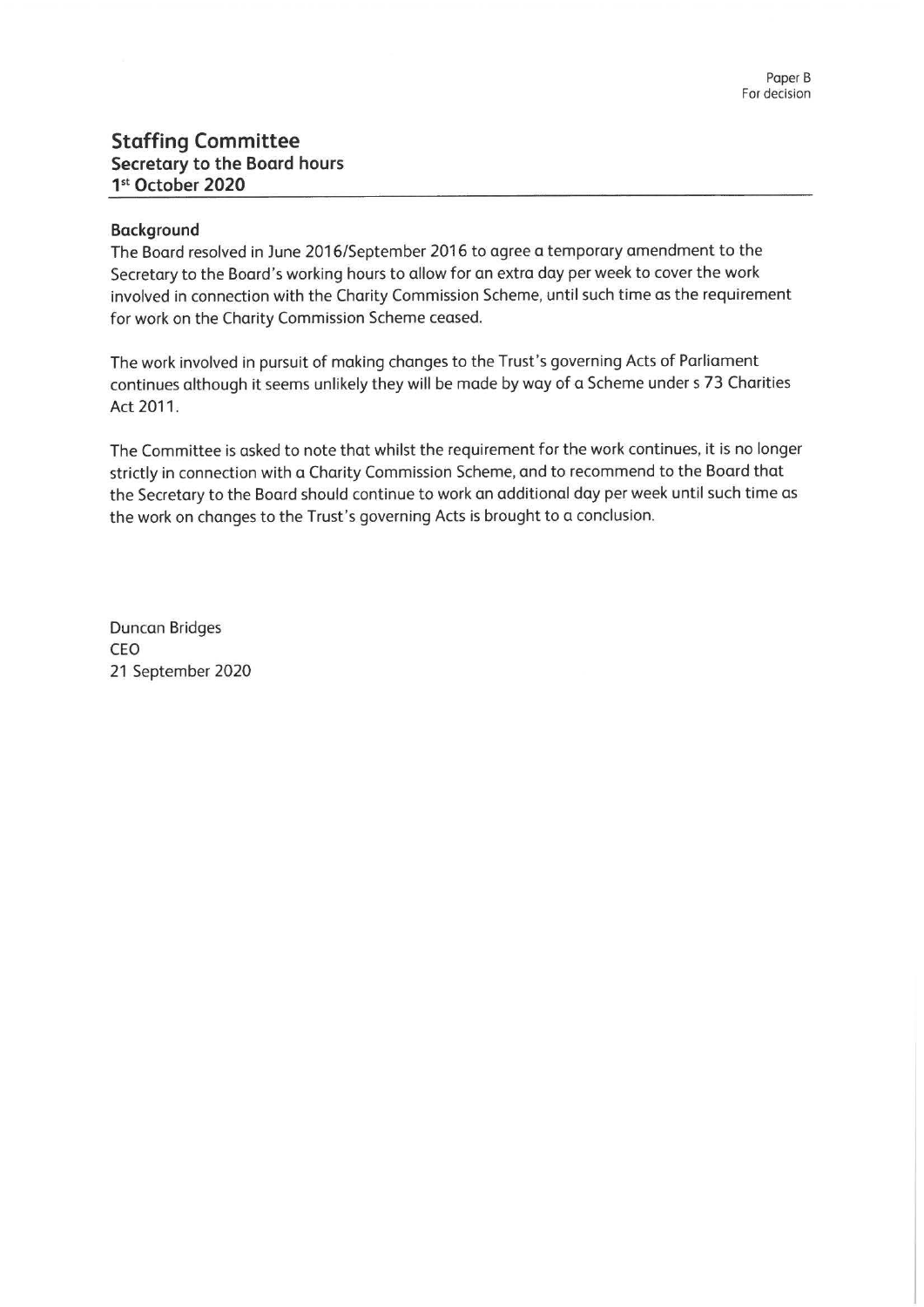Paper B
For decision

## Staffing Committee
### Secretary to the Board hours
### 1st October 2020

**Background**

The Board resolved in June 2016/September 2016 to agree a temporary amendment to the Secretary to the Board's working hours to allow for an extra day per week to cover the work involved in connection with the Charity Commission Scheme, until such time as the requirement for work on the Charity Commission Scheme ceased.

The work involved in pursuit of making changes to the Trust's governing Acts of Parliament continues although it seems unlikely they will be made by way of a Scheme under s 73 Charities Act 2011.

The Committee is asked to note that whilst the requirement for the work continues, it is no longer strictly in connection with a Charity Commission Scheme, and to recommend to the Board that the Secretary to the Board should continue to work an additional day per week until such time as the work on changes to the Trust's governing Acts is brought to a conclusion.

Duncan Bridges
CEO
21 September 2020